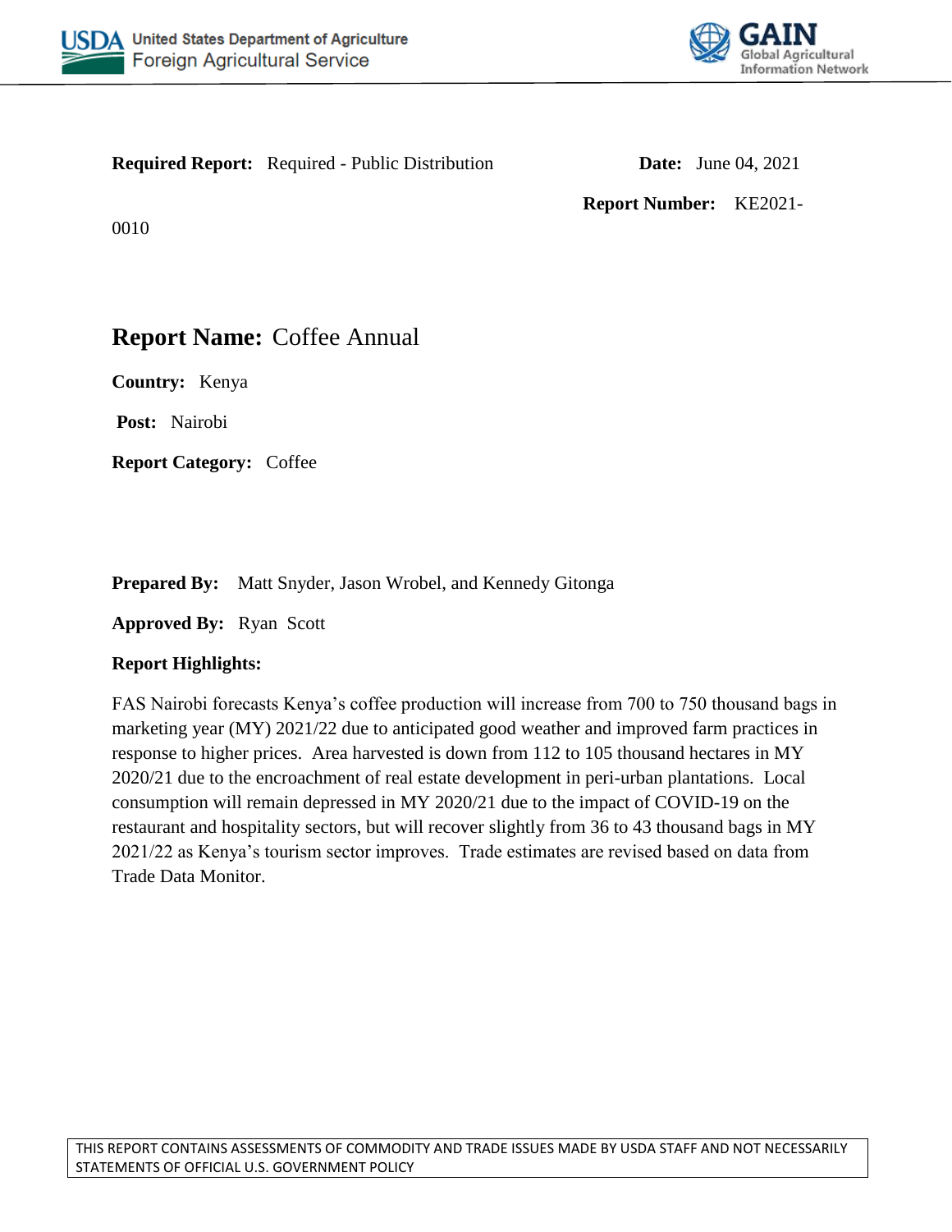**Required Report:** Required - Public Distribution

**Date:** June 04, 2021

**Report Number:** KE2021-0010

# Report Name: Coffee Annual

**Country:** Kenya

**Post:** Nairobi

**Report Category:** Coffee

**Prepared By:** Matt Snyder, Jason Wrobel, and Kennedy Gitonga

**Approved By:** Ryan Scott

**Report Highlights:**

FAS Nairobi forecasts Kenya's coffee production will increase from 700 to 750 thousand bags in marketing year (MY) 2021/22 due to anticipated good weather and improved farm practices in response to higher prices. Area harvested is down from 112 to 105 thousand hectares in MY 2020/21 due to the encroachment of real estate development in peri-urban plantations. Local consumption will remain depressed in MY 2020/21 due to the impact of COVID-19 on the restaurant and hospitality sectors, but will recover slightly from 36 to 43 thousand bags in MY 2021/22 as Kenya's tourism sector improves. Trade estimates are revised based on data from Trade Data Monitor.

THIS REPORT CONTAINS ASSESSMENTS OF COMMODITY AND TRADE ISSUES MADE BY USDA STAFF AND NOT NECESSARILY STATEMENTS OF OFFICIAL U.S. GOVERNMENT POLICY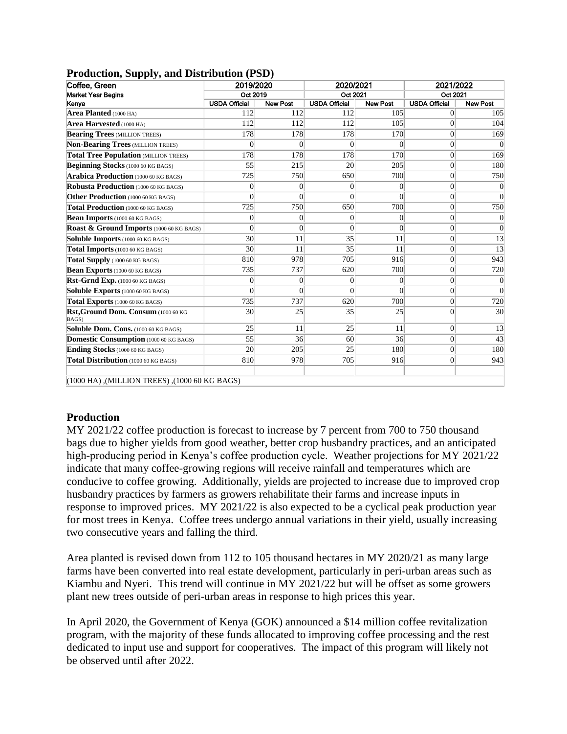**Production, Supply, and Distribution (PSD)**

| Coffee, Green | 2019/2020 | | 2020/2021 | | 2021/2022 | |
|---|---|---|---|---|---|---|
| Market Year Begins | Oct 2019 | | Oct 2021 | | Oct 2021 | |
| Kenya | USDA Official | New Post | USDA Official | New Post | USDA Official | New Post |
| **Area Planted** (1000 HA) | 112 | 112 | 112 | 105 | 0 | 105 |
| **Area Harvested** (1000 HA) | 112 | 112 | 112 | 105 | 0 | 104 |
| **Bearing Trees** (MILLION TREES) | 178 | 178 | 178 | 170 | 0 | 169 |
| **Non-Bearing Trees** (MILLION TREES) | 0 | 0 | 0 | 0 | 0 | 0 |
| **Total Tree Population** (MILLION TREES) | 178 | 178 | 178 | 170 | 0 | 169 |
| **Beginning Stocks** (1000 60 KG BAGS) | 55 | 215 | 20 | 205 | 0 | 180 |
| **Arabica Production** (1000 60 KG BAGS) | 725 | 750 | 650 | 700 | 0 | 750 |
| **Robusta Production** (1000 60 KG BAGS) | 0 | 0 | 0 | 0 | 0 | 0 |
| **Other Production** (1000 60 KG BAGS) | 0 | 0 | 0 | 0 | 0 | 0 |
| **Total Production** (1000 60 KG BAGS) | 725 | 750 | 650 | 700 | 0 | 750 |
| **Bean Imports** (1000 60 KG BAGS) | 0 | 0 | 0 | 0 | 0 | 0 |
| **Roast & Ground Imports** (1000 60 KG BAGS) | 0 | 0 | 0 | 0 | 0 | 0 |
| **Soluble Imports** (1000 60 KG BAGS) | 30 | 11 | 35 | 11 | 0 | 13 |
| **Total Imports** (1000 60 KG BAGS) | 30 | 11 | 35 | 11 | 0 | 13 |
| **Total Supply** (1000 60 KG BAGS) | 810 | 978 | 705 | 916 | 0 | 943 |
| **Bean Exports** (1000 60 KG BAGS) | 735 | 737 | 620 | 700 | 0 | 720 |
| **Rst-Grnd Exp.** (1000 60 KG BAGS) | 0 | 0 | 0 | 0 | 0 | 0 |
| **Soluble Exports** (1000 60 KG BAGS) | 0 | 0 | 0 | 0 | 0 | 0 |
| **Total Exports** (1000 60 KG BAGS) | 735 | 737 | 620 | 700 | 0 | 720 |
| **Rst,Ground Dom. Consum** (1000 60 KG BAGS) | 30 | 25 | 35 | 25 | 0 | 30 |
| **Soluble Dom. Cons.** (1000 60 KG BAGS) | 25 | 11 | 25 | 11 | 0 | 13 |
| **Domestic Consumption** (1000 60 KG BAGS) | 55 | 36 | 60 | 36 | 0 | 43 |
| **Ending Stocks** (1000 60 KG BAGS) | 20 | 205 | 25 | 180 | 0 | 180 |
| **Total Distribution** (1000 60 KG BAGS) | 810 | 978 | 705 | 916 | 0 | 943 |
| | | | | | | |
| (1000 HA) ,(MILLION TREES) ,(1000 60 KG BAGS) | | | | | | |

## Production

MY 2021/22 coffee production is forecast to increase by 7 percent from 700 to 750 thousand bags due to higher yields from good weather, better crop husbandry practices, and an anticipated high-producing period in Kenya's coffee production cycle. Weather projections for MY 2021/22 indicate that many coffee-growing regions will receive rainfall and temperatures which are conducive to coffee growing. Additionally, yields are projected to increase due to improved crop husbandry practices by farmers as growers rehabilitate their farms and increase inputs in response to improved prices. MY 2021/22 is also expected to be a cyclical peak production year for most trees in Kenya. Coffee trees undergo annual variations in their yield, usually increasing two consecutive years and falling the third.

Area planted is revised down from 112 to 105 thousand hectares in MY 2020/21 as many large farms have been converted into real estate development, particularly in peri-urban areas such as Kiambu and Nyeri. This trend will continue in MY 2021/22 but will be offset as some growers plant new trees outside of peri-urban areas in response to high prices this year.

In April 2020, the Government of Kenya (GOK) announced a $14 million coffee revitalization program, with the majority of these funds allocated to improving coffee processing and the rest dedicated to input use and support for cooperatives. The impact of this program will likely not be observed until after 2022.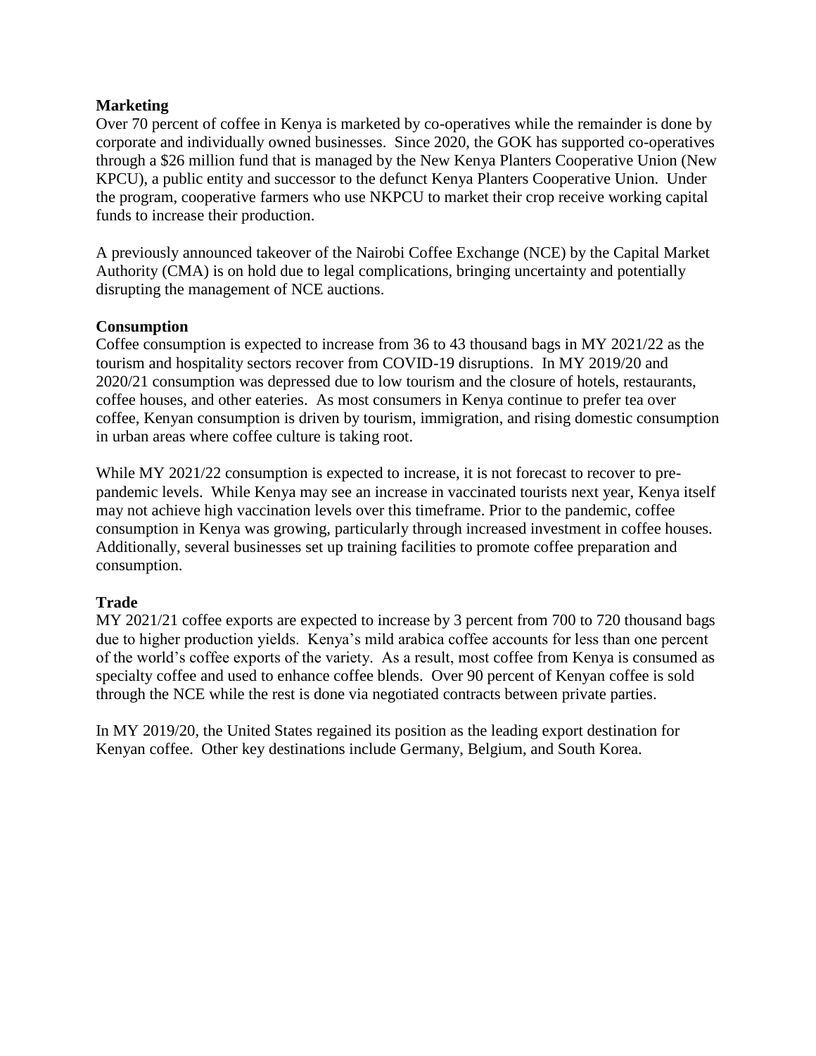**Marketing**

Over 70 percent of coffee in Kenya is marketed by co-operatives while the remainder is done by corporate and individually owned businesses. Since 2020, the GOK has supported co-operatives through a $26 million fund that is managed by the New Kenya Planters Cooperative Union (New KPCU), a public entity and successor to the defunct Kenya Planters Cooperative Union. Under the program, cooperative farmers who use NKPCU to market their crop receive working capital funds to increase their production.

A previously announced takeover of the Nairobi Coffee Exchange (NCE) by the Capital Market Authority (CMA) is on hold due to legal complications, bringing uncertainty and potentially disrupting the management of NCE auctions.

**Consumption**

Coffee consumption is expected to increase from 36 to 43 thousand bags in MY 2021/22 as the tourism and hospitality sectors recover from COVID-19 disruptions. In MY 2019/20 and 2020/21 consumption was depressed due to low tourism and the closure of hotels, restaurants, coffee houses, and other eateries. As most consumers in Kenya continue to prefer tea over coffee, Kenyan consumption is driven by tourism, immigration, and rising domestic consumption in urban areas where coffee culture is taking root.

While MY 2021/22 consumption is expected to increase, it is not forecast to recover to pre-pandemic levels. While Kenya may see an increase in vaccinated tourists next year, Kenya itself may not achieve high vaccination levels over this timeframe. Prior to the pandemic, coffee consumption in Kenya was growing, particularly through increased investment in coffee houses. Additionally, several businesses set up training facilities to promote coffee preparation and consumption.

**Trade**

MY 2021/21 coffee exports are expected to increase by 3 percent from 700 to 720 thousand bags due to higher production yields. Kenya's mild arabica coffee accounts for less than one percent of the world's coffee exports of the variety. As a result, most coffee from Kenya is consumed as specialty coffee and used to enhance coffee blends. Over 90 percent of Kenyan coffee is sold through the NCE while the rest is done via negotiated contracts between private parties.

In MY 2019/20, the United States regained its position as the leading export destination for Kenyan coffee. Other key destinations include Germany, Belgium, and South Korea.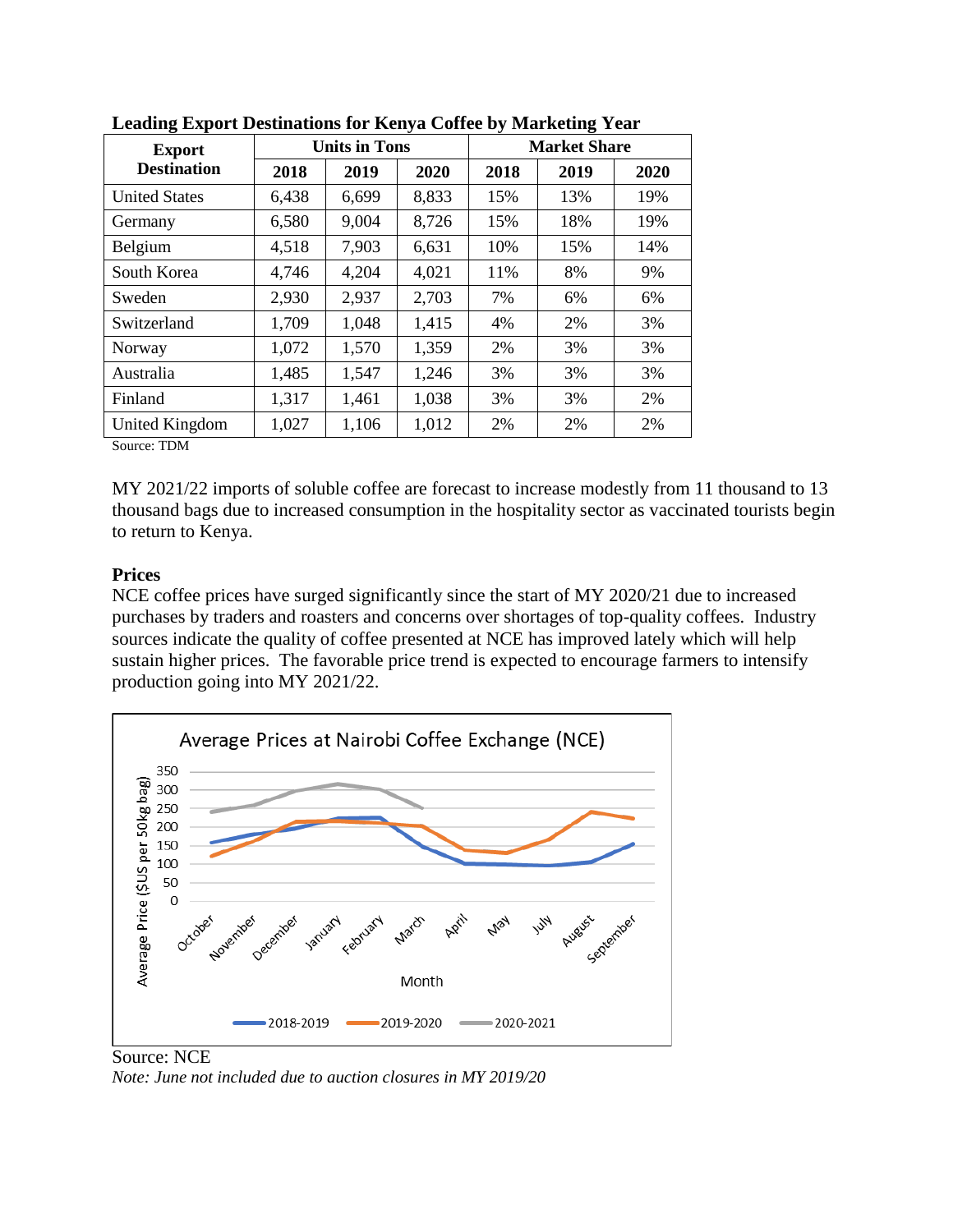**Leading Export Destinations for Kenya Coffee by Marketing Year**

| Export Destination | Units in Tons | | | Market Share | | |
|---|---|---|---|---|---|---|
| | 2018 | 2019 | 2020 | 2018 | 2019 | 2020 |
| United States | 6,438 | 6,699 | 8,833 | 15% | 13% | 19% |
| Germany | 6,580 | 9,004 | 8,726 | 15% | 18% | 19% |
| Belgium | 4,518 | 7,903 | 6,631 | 10% | 15% | 14% |
| South Korea | 4,746 | 4,204 | 4,021 | 11% | 8% | 9% |
| Sweden | 2,930 | 2,937 | 2,703 | 7% | 6% | 6% |
| Switzerland | 1,709 | 1,048 | 1,415 | 4% | 2% | 3% |
| Norway | 1,072 | 1,570 | 1,359 | 2% | 3% | 3% |
| Australia | 1,485 | 1,547 | 1,246 | 3% | 3% | 3% |
| Finland | 1,317 | 1,461 | 1,038 | 3% | 3% | 2% |
| United Kingdom | 1,027 | 1,106 | 1,012 | 2% | 2% | 2% |

Source: TDM

MY 2021/22 imports of soluble coffee are forecast to increase modestly from 11 thousand to 13 thousand bags due to increased consumption in the hospitality sector as vaccinated tourists begin to return to Kenya.

**Prices**

NCE coffee prices have surged significantly since the start of MY 2020/21 due to increased purchases by traders and roasters and concerns over shortages of top-quality coffees. Industry sources indicate the quality of coffee presented at NCE has improved lately which will help sustain higher prices. The favorable price trend is expected to encourage farmers to intensify production going into MY 2021/22.

Average Prices at Nairobi Coffee Exchange (NCE)

Source: NCE

*Note: June not included due to auction closures in MY 2019/20*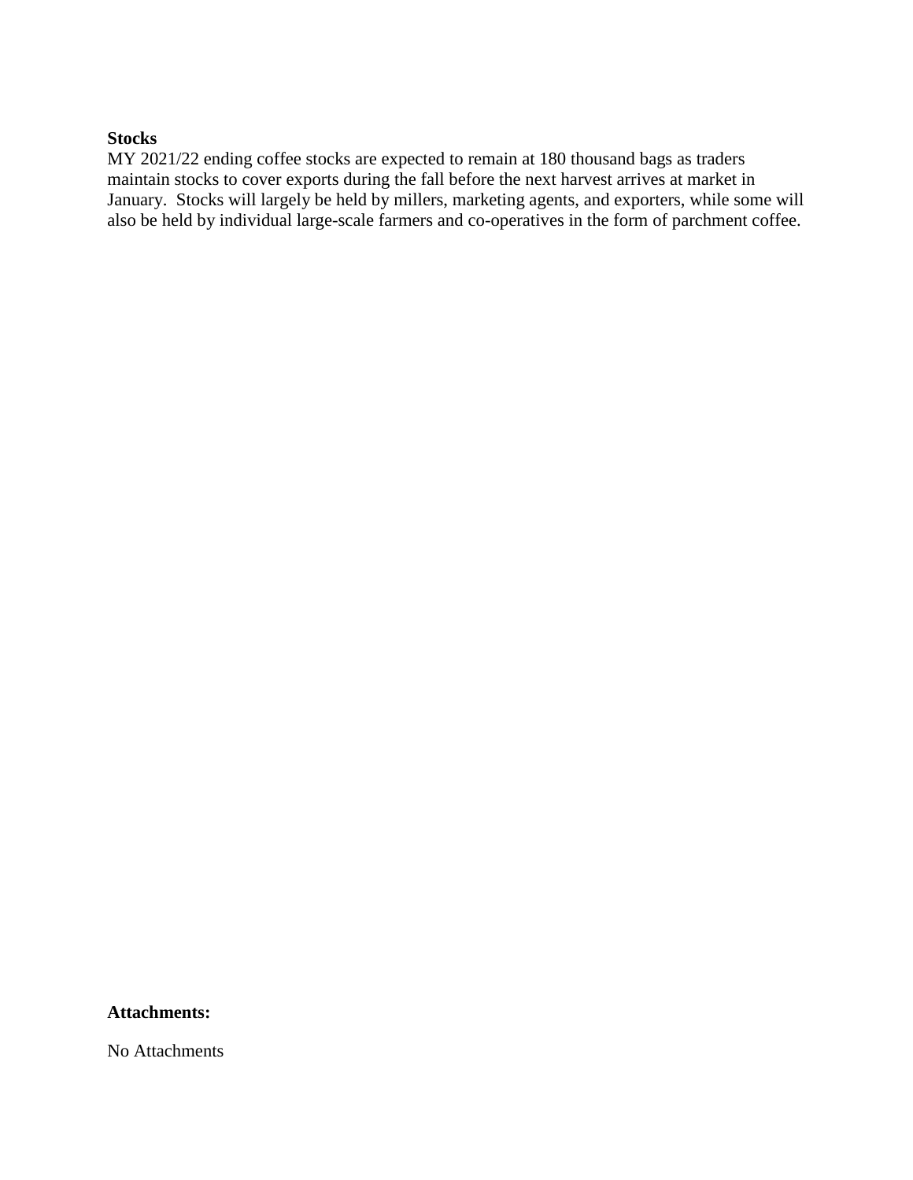**Stocks**

MY 2021/22 ending coffee stocks are expected to remain at 180 thousand bags as traders maintain stocks to cover exports during the fall before the next harvest arrives at market in January.  Stocks will largely be held by millers, marketing agents, and exporters, while some will also be held by individual large-scale farmers and co-operatives in the form of parchment coffee.

**Attachments:**

No Attachments